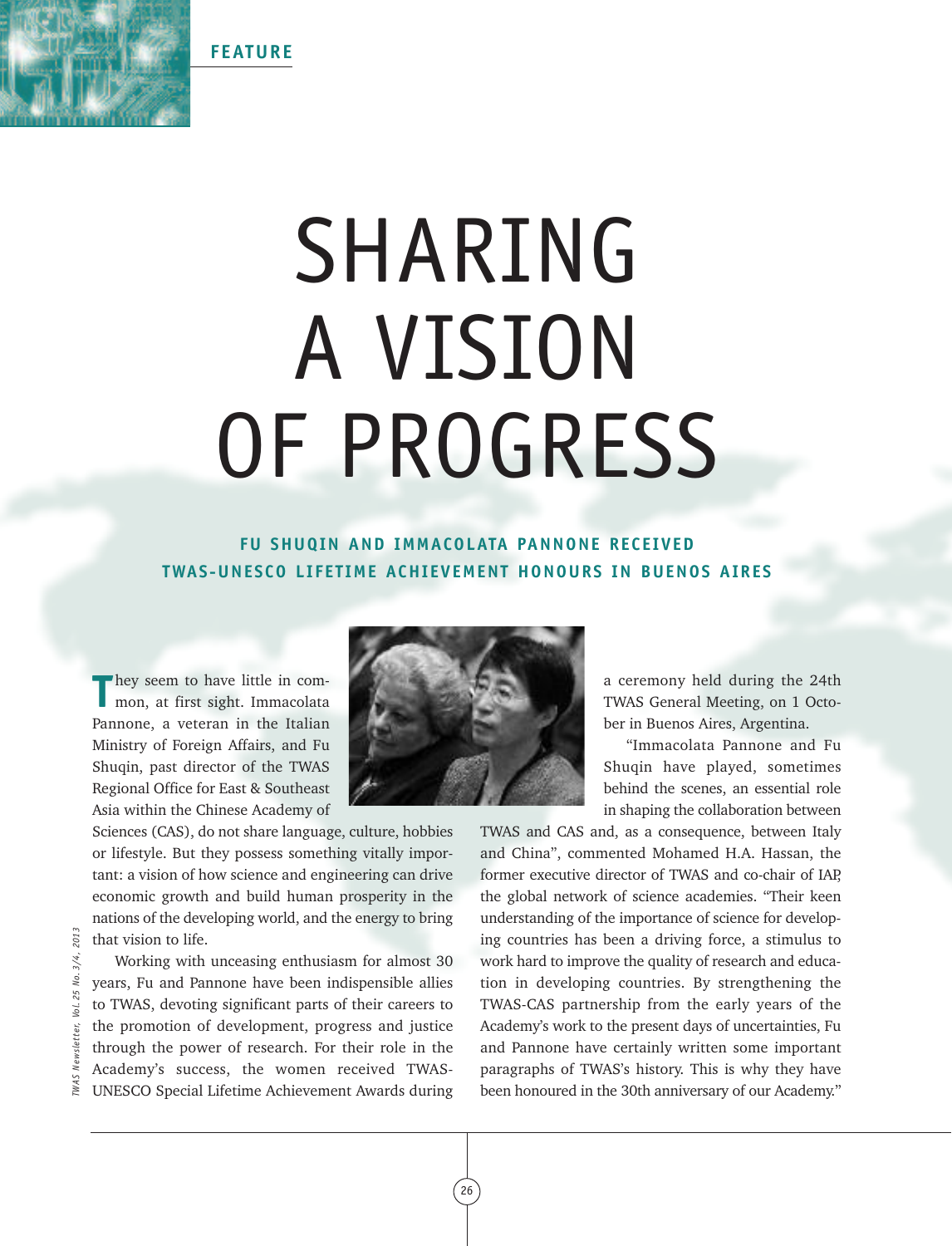FEATURE

# SHARING A VISION OF PROGRESS

**FU SHUQIN AND IMMACOLATA PANNONE RECEIVED TWAS-UNESCO LIFETIME ACHIEVEMENT HONOURS IN BUENOS AIRES**

They seem to have little in common, at first sight. Immacolata Pannone, a veteran in the Italian Ministry of Foreign Affairs, and Fu Shuqin, past director of the TWAS Regional Office for East & Southeast Asia within the Chinese Academy of Sciences (CAS), do not share language, culture, hobbies or lifestyle. But they possess something vitally important: a vision of how science and engineering can drive economic growth and build human prosperity in the nations of the developing world, and the energy to bring that vision to life.

Working with unceasing enthusiasm for almost 30 years, Fu and Pannone have been indispensible allies to TWAS, devoting significant parts of their careers to the promotion of development, progress and justice through the power of research. For their role in the Academy's success, the women received TWAS-UNESCO Special Lifetime Achievement Awards during a ceremony held during the 24th TWAS General Meeting, on 1 October in Buenos Aires, Argentina.

"Immacolata Pannone and Fu Shuqin have played, sometimes behind the scenes, an essential role in shaping the collaboration between TWAS and CAS and, as a consequence, between Italy and China", commented Mohamed H.A. Hassan, the former executive director of TWAS and co-chair of IAP, the global network of science academies. "Their keen understanding of the importance of science for developing countries has been a driving force, a stimulus to work hard to improve the quality of research and education in developing countries. By strengthening the TWAS-CAS partnership from the early years of the Academy's work to the present days of uncertainties, Fu and Pannone have certainly written some important paragraphs of TWAS's history. This is why they have been honoured in the 30th anniversary of our Academy."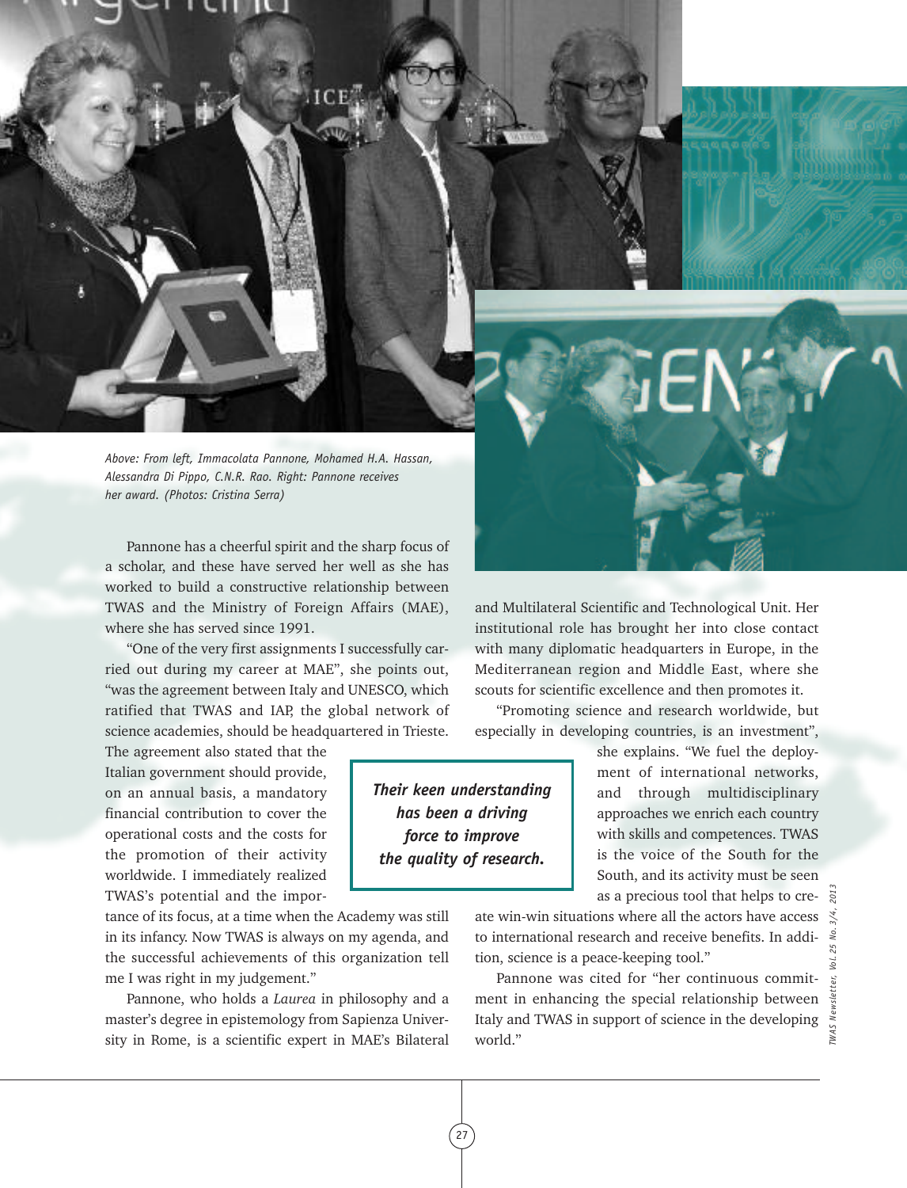*Above: From left, Immacolata Pannone, Mohamed H.A. Hassan, Alessandra Di Pippo, C.N.R. Rao. Right: Pannone receives her award. (Photos: Cristina Serra)*

Pannone has a cheerful spirit and the sharp focus of a scholar, and these have served her well as she has worked to build a constructive relationship between TWAS and the Ministry of Foreign Affairs (MAE), where she has served since 1991.

"One of the very first assignments I successfully carried out during my career at MAE", she points out, "was the agreement between Italy and UNESCO, which ratified that TWAS and IAP, the global network of science academies, should be headquartered in Trieste. The agreement also stated that the Italian government should provide, on an annual basis, a mandatory financial contribution to cover the operational costs and the costs for the promotion of their activity worldwide. I immediately realized TWAS's potential and the importance of its focus, at a time when the Academy was still in its infancy. Now TWAS is always on my agenda, and the successful achievements of this organization tell me I was right in my judgement."

**_Their keen understanding has been a driving force to improve the quality of research._**

Pannone, who holds a *Laurea* in philosophy and a master's degree in epistemology from Sapienza University in Rome, is a scientific expert in MAE's Bilateral and Multilateral Scientific and Technological Unit. Her institutional role has brought her into close contact with many diplomatic headquarters in Europe, in the Mediterranean region and Middle East, where she scouts for scientific excellence and then promotes it.

"Promoting science and research worldwide, but especially in developing countries, is an investment", she explains. "We fuel the deployment of international networks, and through multidisciplinary approaches we enrich each country with skills and competences. TWAS is the voice of the South for the South, and its activity must be seen as a precious tool that helps to create win-win situations where all the actors have access to international research and receive benefits. In addition, science is a peace-keeping tool."

Pannone was cited for "her continuous commitment in enhancing the special relationship between Italy and TWAS in support of science in the developing world."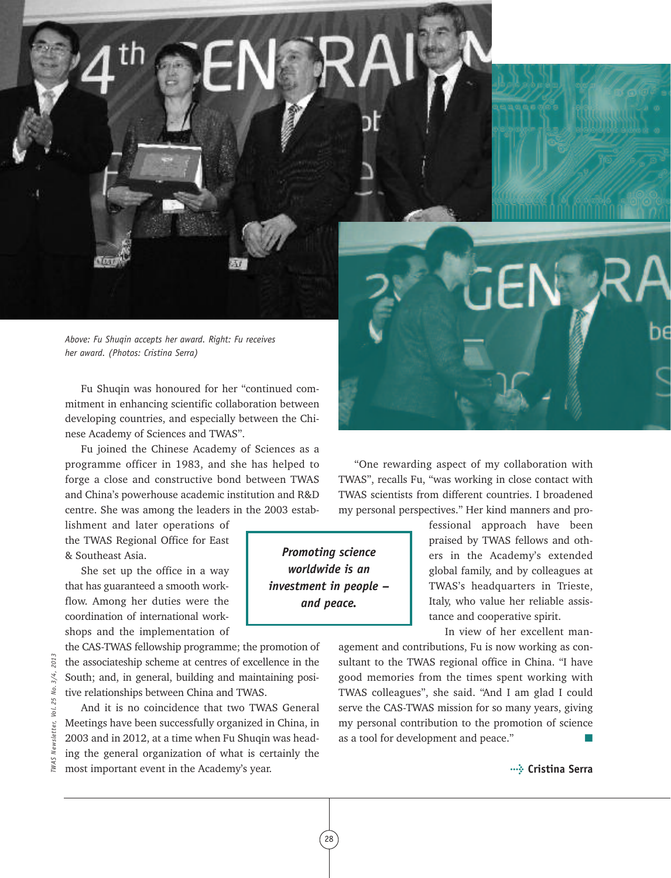*Above: Fu Shuqin accepts her award. Right: Fu receives her award. (Photos: Cristina Serra)*

Fu Shuqin was honoured for her "continued commitment in enhancing scientific collaboration between developing countries, and especially between the Chinese Academy of Sciences and TWAS".

Fu joined the Chinese Academy of Sciences as a programme officer in 1983, and she has helped to forge a close and constructive bond between TWAS and China's powerhouse academic institution and R&D centre. She was among the leaders in the 2003 establishment and later operations of the TWAS Regional Office for East & Southeast Asia.

She set up the office in a way that has guaranteed a smooth workflow. Among her duties were the coordination of international workshops and the implementation of the CAS-TWAS fellowship programme; the promotion of the associateship scheme at centres of excellence in the South; and, in general, building and maintaining positive relationships between China and TWAS.

And it is no coincidence that two TWAS General Meetings have been successfully organized in China, in 2003 and in 2012, at a time when Fu Shuqin was heading the general organization of what is certainly the most important event in the Academy's year.

***Promoting science worldwide is an investment in people – and peace.***

"One rewarding aspect of my collaboration with TWAS", recalls Fu, "was working in close contact with TWAS scientists from different countries. I broadened my personal perspectives." Her kind manners and professional approach have been praised by TWAS fellows and others in the Academy's extended global family, and by colleagues at TWAS's headquarters in Trieste, Italy, who value her reliable assistance and cooperative spirit.

In view of her excellent management and contributions, Fu is now working as consultant to the TWAS regional office in China. "I have good memories from the times spent working with TWAS colleagues", she said. "And I am glad I could serve the CAS-TWAS mission for so many years, giving my personal contribution to the promotion of science as a tool for development and peace."

**Cristina Serra**